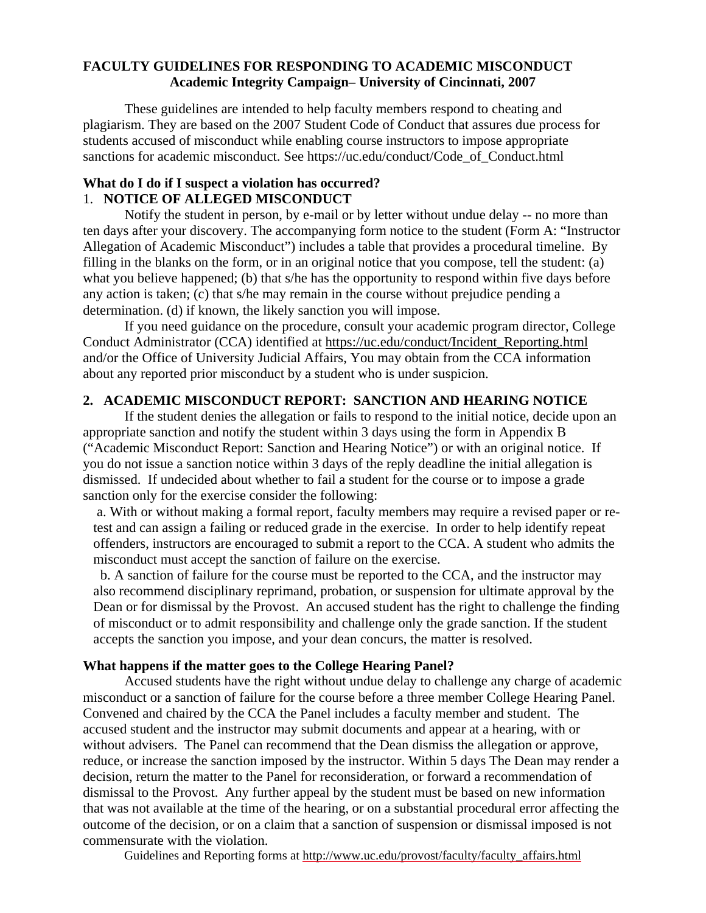# FACULTY GUIDELINES FOR RESPONDING TO ACADEMIC MISCONDUCT
## Academic Integrity Campaign– University of Cincinnati, 2007

These guidelines are intended to help faculty members respond to cheating and plagiarism. They are based on the 2007 Student Code of Conduct that assures due process for students accused of misconduct while enabling course instructors to impose appropriate sanctions for academic misconduct. See https://uc.edu/conduct/Code_of_Conduct.html

### What do I do if I suspect a violation has occurred?

### 1. NOTICE OF ALLEGED MISCONDUCT

Notify the student in person, by e-mail or by letter without undue delay -- no more than ten days after your discovery. The accompanying form notice to the student (Form A: "Instructor Allegation of Academic Misconduct") includes a table that provides a procedural timeline. By filling in the blanks on the form, or in an original notice that you compose, tell the student: (a) what you believe happened; (b) that s/he has the opportunity to respond within five days before any action is taken; (c) that s/he may remain in the course without prejudice pending a determination. (d) if known, the likely sanction you will impose.

If you need guidance on the procedure, consult your academic program director, College Conduct Administrator (CCA) identified at https://uc.edu/conduct/Incident_Reporting.html and/or the Office of University Judicial Affairs, You may obtain from the CCA information about any reported prior misconduct by a student who is under suspicion.

### 2. ACADEMIC MISCONDUCT REPORT: SANCTION AND HEARING NOTICE

If the student denies the allegation or fails to respond to the initial notice, decide upon an appropriate sanction and notify the student within 3 days using the form in Appendix B ("Academic Misconduct Report: Sanction and Hearing Notice") or with an original notice. If you do not issue a sanction notice within 3 days of the reply deadline the initial allegation is dismissed. If undecided about whether to fail a student for the course or to impose a grade sanction only for the exercise consider the following:

a. With or without making a formal report, faculty members may require a revised paper or re-test and can assign a failing or reduced grade in the exercise. In order to help identify repeat offenders, instructors are encouraged to submit a report to the CCA. A student who admits the misconduct must accept the sanction of failure on the exercise.

b. A sanction of failure for the course must be reported to the CCA, and the instructor may also recommend disciplinary reprimand, probation, or suspension for ultimate approval by the Dean or for dismissal by the Provost. An accused student has the right to challenge the finding of misconduct or to admit responsibility and challenge only the grade sanction. If the student accepts the sanction you impose, and your dean concurs, the matter is resolved.

### What happens if the matter goes to the College Hearing Panel?

Accused students have the right without undue delay to challenge any charge of academic misconduct or a sanction of failure for the course before a three member College Hearing Panel. Convened and chaired by the CCA the Panel includes a faculty member and student. The accused student and the instructor may submit documents and appear at a hearing, with or without advisers. The Panel can recommend that the Dean dismiss the allegation or approve, reduce, or increase the sanction imposed by the instructor. Within 5 days The Dean may render a decision, return the matter to the Panel for reconsideration, or forward a recommendation of dismissal to the Provost. Any further appeal by the student must be based on new information that was not available at the time of the hearing, or on a substantial procedural error affecting the outcome of the decision, or on a claim that a sanction of suspension or dismissal imposed is not commensurate with the violation.

Guidelines and Reporting forms at http://www.uc.edu/provost/faculty/faculty_affairs.html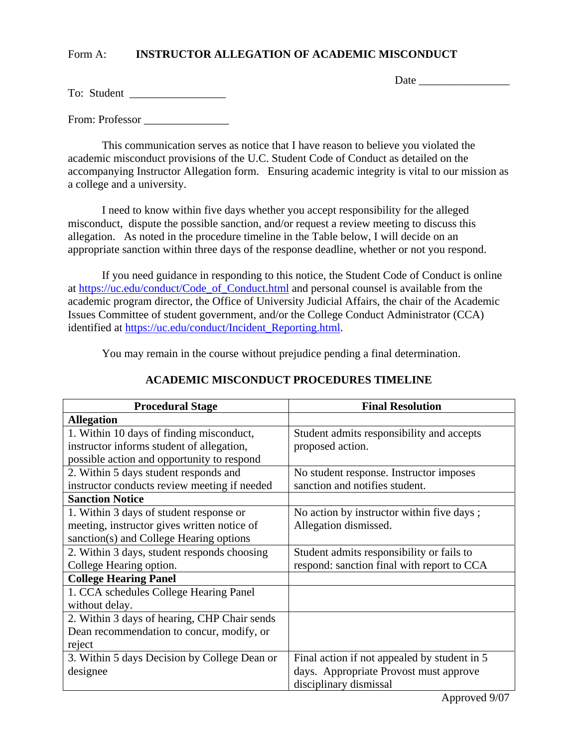Form A: **INSTRUCTOR ALLEGATION OF ACADEMIC MISCONDUCT**

Date ________________

To: Student _________________

From: Professor _______________

This communication serves as notice that I have reason to believe you violated the academic misconduct provisions of the U.C. Student Code of Conduct as detailed on the accompanying Instructor Allegation form. Ensuring academic integrity is vital to our mission as a college and a university.

I need to know within five days whether you accept responsibility for the alleged misconduct, dispute the possible sanction, and/or request a review meeting to discuss this allegation. As noted in the procedure timeline in the Table below, I will decide on an appropriate sanction within three days of the response deadline, whether or not you respond.

If you need guidance in responding to this notice, the Student Code of Conduct is online at https://uc.edu/conduct/Code_of_Conduct.html and personal counsel is available from the academic program director, the Office of University Judicial Affairs, the chair of the Academic Issues Committee of student government, and/or the College Conduct Administrator (CCA) identified at https://uc.edu/conduct/Incident_Reporting.html.

You may remain in the course without prejudice pending a final determination.

## ACADEMIC MISCONDUCT PROCEDURES TIMELINE

| Procedural Stage | Final Resolution |
|---|---|
| **Allegation** | |
| 1. Within 10 days of finding misconduct, instructor informs student of allegation, possible action and opportunity to respond | Student admits responsibility and accepts proposed action. |
| 2. Within 5 days student responds and instructor conducts review meeting if needed | No student response. Instructor imposes sanction and notifies student. |
| **Sanction Notice** | |
| 1. Within 3 days of student response or meeting, instructor gives written notice of sanction(s) and College Hearing options | No action by instructor within five days ; Allegation dismissed. |
| 2. Within 3 days, student responds choosing College Hearing option. | Student admits responsibility or fails to respond: sanction final with report to CCA |
| **College Hearing Panel** | |
| 1. CCA schedules College Hearing Panel without delay. | |
| 2. Within 3 days of hearing, CHP Chair sends Dean recommendation to concur, modify, or reject | |
| 3. Within 5 days Decision by College Dean or designee | Final action if not appealed by student in 5 days. Appropriate Provost must approve disciplinary dismissal |

Approved 9/07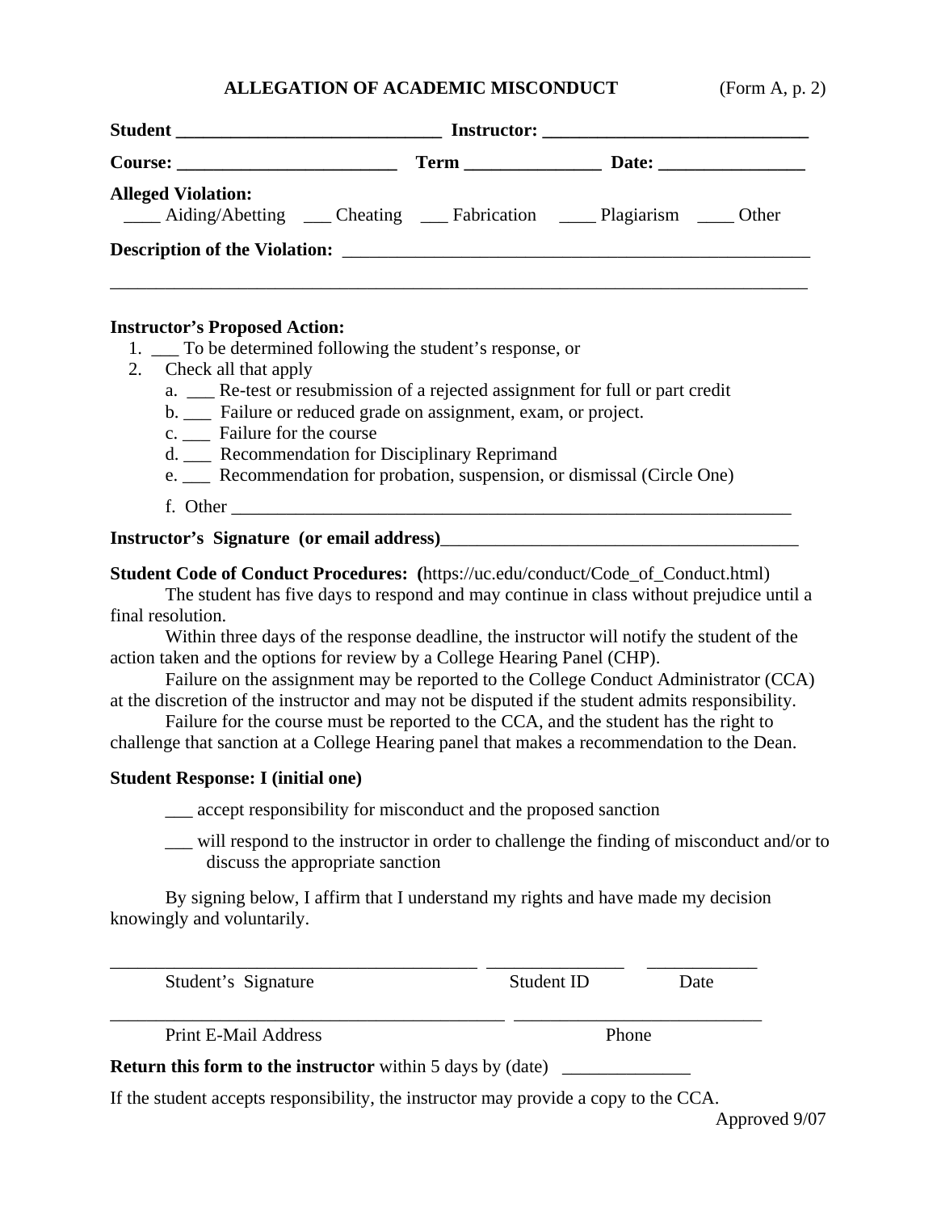**ALLEGATION OF ACADEMIC MISCONDUCT** (Form A, p. 2)

**Student** ____________________________ **Instructor:** ____________________________

**Course:** _______________________ **Term** ______________ **Date:** _______________

**Alleged Violation:**
____ Aiding/Abetting ___ Cheating ___ Fabrication ____ Plagiarism ____ Other

**Description of the Violation:** ______________________________________________

____________________________________________________________________________

**Instructor's Proposed Action:**

1. ___ To be determined following the student's response, or
2. Check all that apply
   a. ___ Re-test or resubmission of a rejected assignment for full or part credit
   b. ___ Failure or reduced grade on assignment, exam, or project.
   c. ___ Failure for the course
   d. ___ Recommendation for Disciplinary Reprimand
   e. ___ Recommendation for probation, suspension, or dismissal (Circle One)
   f. Other ____________________________________________________________

**Instructor's Signature (or email address)**____________________________________

**Student Code of Conduct Procedures: (**https://uc.edu/conduct/Code_of_Conduct.html)

The student has five days to respond and may continue in class without prejudice until a final resolution.

Within three days of the response deadline, the instructor will notify the student of the action taken and the options for review by a College Hearing Panel (CHP).

Failure on the assignment may be reported to the College Conduct Administrator (CCA) at the discretion of the instructor and may not be disputed if the student admits responsibility.

Failure for the course must be reported to the CCA, and the student has the right to challenge that sanction at a College Hearing panel that makes a recommendation to the Dean.

**Student Response: I (initial one)**

___ accept responsibility for misconduct and the proposed sanction

___ will respond to the instructor in order to challenge the finding of misconduct and/or to discuss the appropriate sanction

By signing below, I affirm that I understand my rights and have made my decision knowingly and voluntarily.

_______________________________________ ______________ ___________

Student's Signature Student ID Date

_________________________________________ __________________________

Print E-Mail Address Phone

**Return this form to the instructor** within 5 days by (date) _____________

If the student accepts responsibility, the instructor may provide a copy to the CCA.

Approved 9/07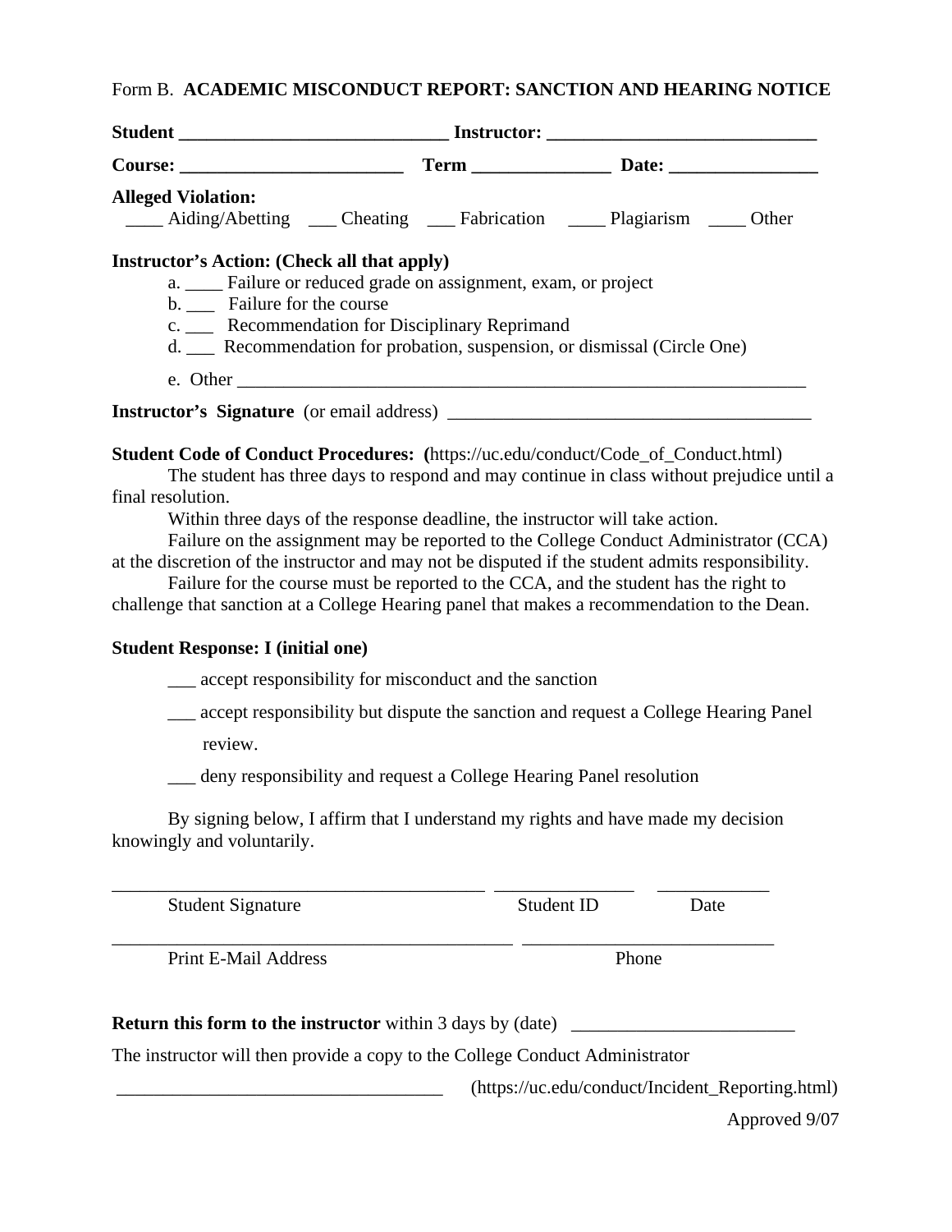Form B. **ACADEMIC MISCONDUCT REPORT: SANCTION AND HEARING NOTICE**

**Student** ______________________________ **Instructor:** ______________________________

**Course:** _________________________ **Term** _______________ **Date:** _________________

**Alleged Violation:**
____ Aiding/Abetting ___ Cheating ___ Fabrication ____ Plagiarism ____ Other

**Instructor's Action: (Check all that apply)**

a. ____ Failure or reduced grade on assignment, exam, or project
b. ___ Failure for the course
c. ___ Recommendation for Disciplinary Reprimand
d. ___ Recommendation for probation, suspension, or dismissal (Circle One)
e. Other _________________________________________________________________

**Instructor's Signature** (or email address) ________________________________________

**Student Code of Conduct Procedures: (**https://uc.edu/conduct/Code_of_Conduct.html)

The student has three days to respond and may continue in class without prejudice until a final resolution.

Within three days of the response deadline, the instructor will take action.

Failure on the assignment may be reported to the College Conduct Administrator (CCA) at the discretion of the instructor and may not be disputed if the student admits responsibility.

Failure for the course must be reported to the CCA, and the student has the right to challenge that sanction at a College Hearing panel that makes a recommendation to the Dean.

**Student Response: I (initial one)**

___ accept responsibility for misconduct and the sanction

___ accept responsibility but dispute the sanction and request a College Hearing Panel review.

___ deny responsibility and request a College Hearing Panel resolution

By signing below, I affirm that I understand my rights and have made my decision knowingly and voluntarily.

_________________________________________ _______________ ____________
Student Signature Student ID Date

____________________________________________ ___________________________
Print E-Mail Address Phone

**Return this form to the instructor** within 3 days by (date) ________________________

The instructor will then provide a copy to the College Conduct Administrator

____________________________________ (https://uc.edu/conduct/Incident_Reporting.html)

Approved 9/07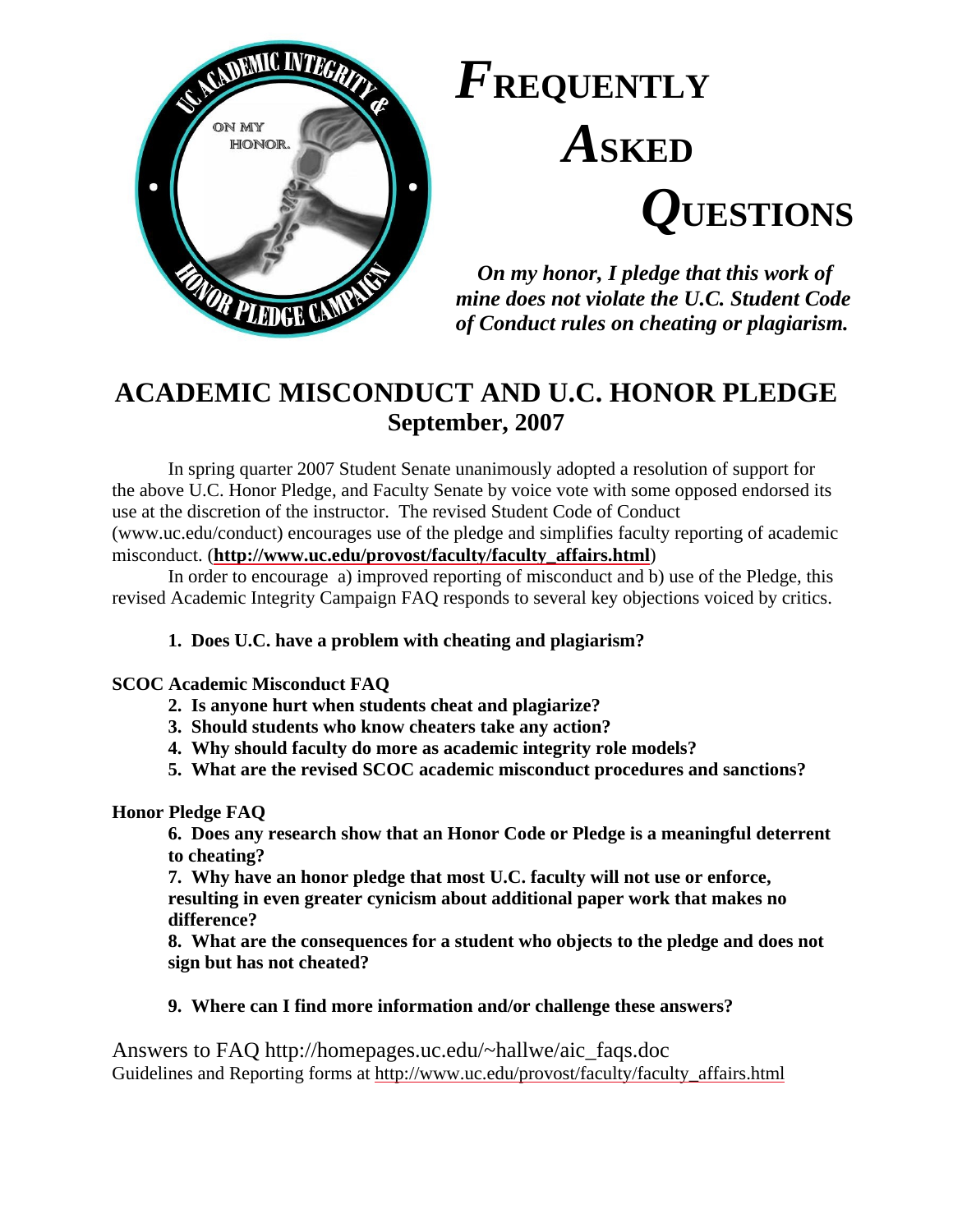# *F*REQUENTLY *A*SKED *Q*UESTIONS

***On my honor, I pledge that this work of mine does not violate the U.C. Student Code of Conduct rules on cheating or plagiarism.***

## ACADEMIC MISCONDUCT AND U.C. HONOR PLEDGE
### September, 2007

In spring quarter 2007 Student Senate unanimously adopted a resolution of support for the above U.C. Honor Pledge, and Faculty Senate by voice vote with some opposed endorsed its use at the discretion of the instructor. The revised Student Code of Conduct (www.uc.edu/conduct) encourages use of the pledge and simplifies faculty reporting of academic misconduct. (**http://www.uc.edu/provost/faculty/faculty_affairs.html**)

In order to encourage a) improved reporting of misconduct and b) use of the Pledge, this revised Academic Integrity Campaign FAQ responds to several key objections voiced by critics.

1. **Does U.C. have a problem with cheating and plagiarism?**

**SCOC Academic Misconduct FAQ**

2. **Is anyone hurt when students cheat and plagiarize?**
3. **Should students who know cheaters take any action?**
4. **Why should faculty do more as academic integrity role models?**
5. **What are the revised SCOC academic misconduct procedures and sanctions?**

**Honor Pledge FAQ**

6. **Does any research show that an Honor Code or Pledge is a meaningful deterrent to cheating?**
7. **Why have an honor pledge that most U.C. faculty will not use or enforce, resulting in even greater cynicism about additional paper work that makes no difference?**
8. **What are the consequences for a student who objects to the pledge and does not sign but has not cheated?**

9. **Where can I find more information and/or challenge these answers?**

Answers to FAQ http://homepages.uc.edu/~hallwe/aic_faqs.doc

Guidelines and Reporting forms at http://www.uc.edu/provost/faculty/faculty_affairs.html